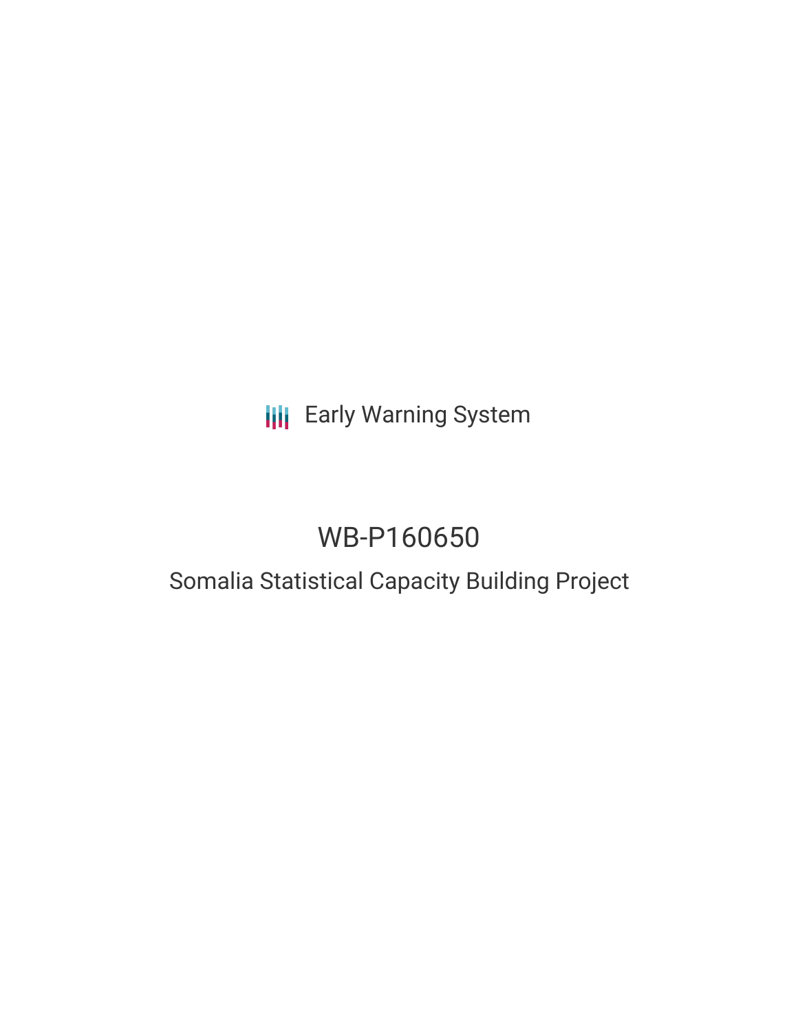Early Warning System

# WB-P160650

## Somalia Statistical Capacity Building Project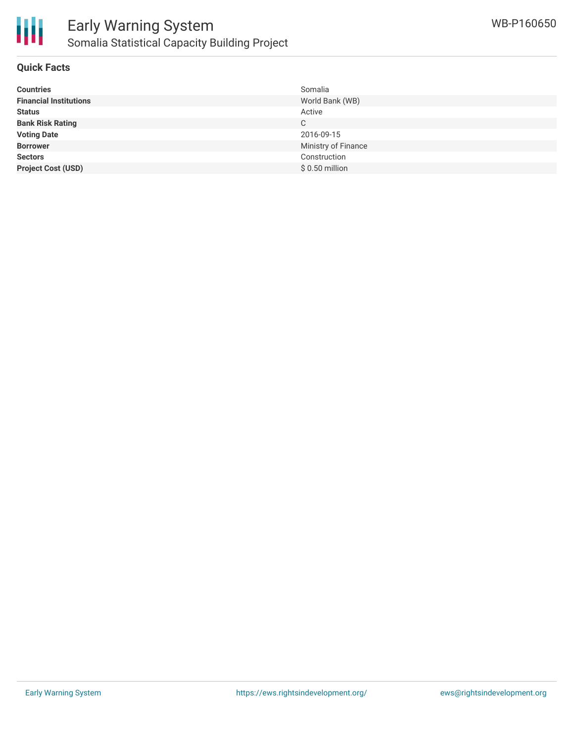# Early Warning System

## Somalia Statistical Capacity Building Project

WB-P160650

### Quick Facts

| | |
|---|---|
| **Countries** | Somalia |
| **Financial Institutions** | World Bank (WB) |
| **Status** | Active |
| **Bank Risk Rating** | C |
| **Voting Date** | 2016-09-15 |
| **Borrower** | Ministry of Finance |
| **Sectors** | Construction |
| **Project Cost (USD)** | $ 0.50 million |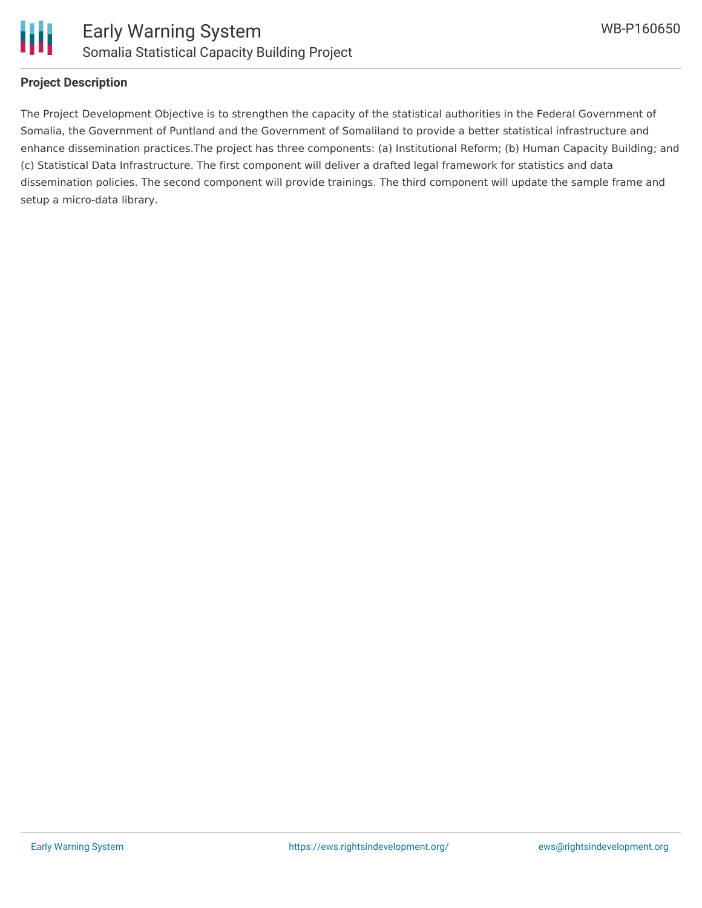## Project Description

The Project Development Objective is to strengthen the capacity of the statistical authorities in the Federal Government of Somalia, the Government of Puntland and the Government of Somaliland to provide a better statistical infrastructure and enhance dissemination practices.The project has three components: (a) Institutional Reform; (b) Human Capacity Building; and (c) Statistical Data Infrastructure. The first component will deliver a drafted legal framework for statistics and data dissemination policies. The second component will provide trainings. The third component will update the sample frame and setup a micro-data library.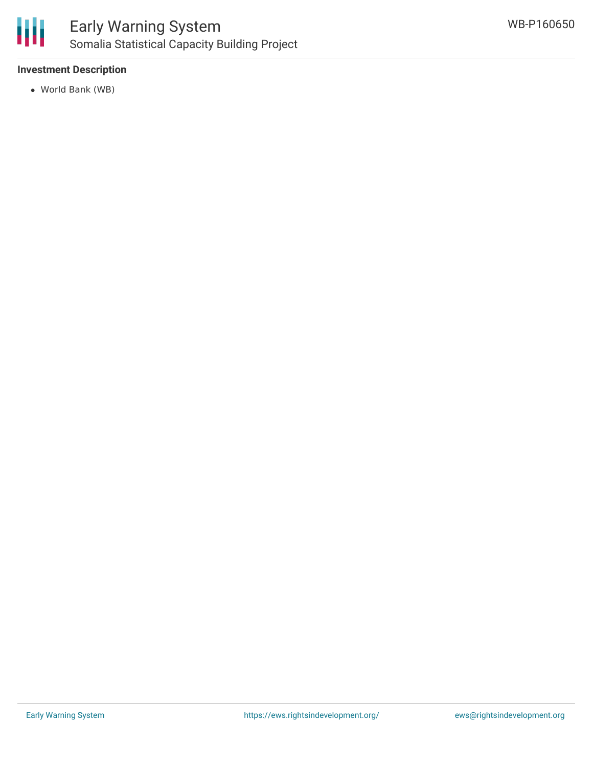### Investment Description

- World Bank (WB)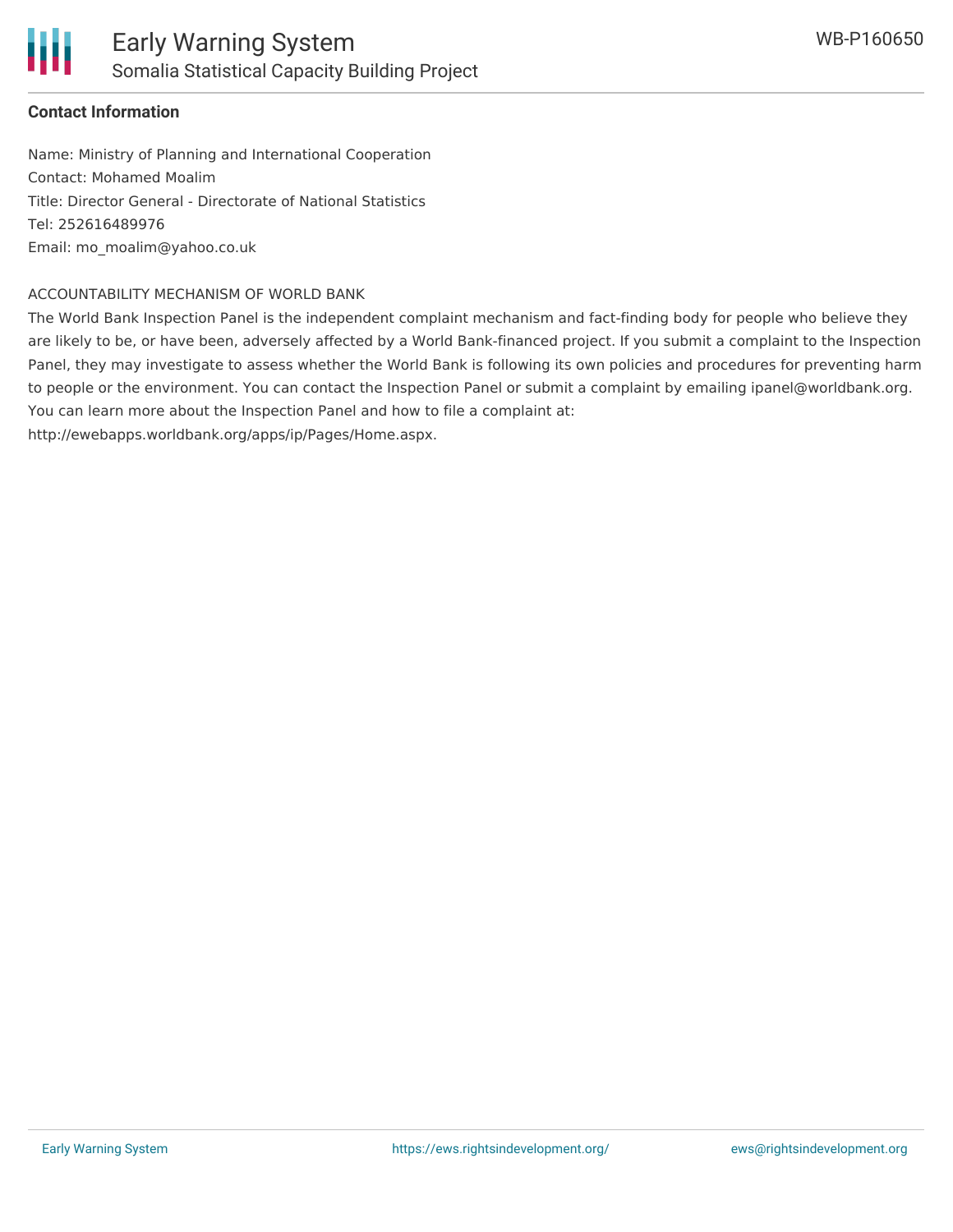**Contact Information**

Name: Ministry of Planning and International Cooperation
Contact: Mohamed Moalim
Title: Director General - Directorate of National Statistics
Tel: 252616489976
Email: mo_moalim@yahoo.co.uk

ACCOUNTABILITY MECHANISM OF WORLD BANK

The World Bank Inspection Panel is the independent complaint mechanism and fact-finding body for people who believe they are likely to be, or have been, adversely affected by a World Bank-financed project. If you submit a complaint to the Inspection Panel, they may investigate to assess whether the World Bank is following its own policies and procedures for preventing harm to people or the environment. You can contact the Inspection Panel or submit a complaint by emailing ipanel@worldbank.org. You can learn more about the Inspection Panel and how to file a complaint at: http://ewebapps.worldbank.org/apps/ip/Pages/Home.aspx.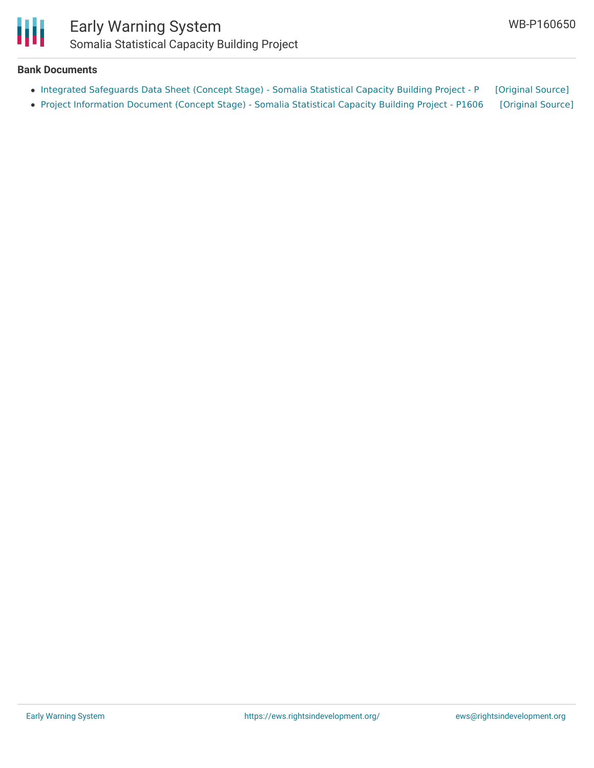**Bank Documents**

- Integrated Safeguards Data Sheet (Concept Stage) - Somalia Statistical Capacity Building Project - P [Original Source]
- Project Information Document (Concept Stage) - Somalia Statistical Capacity Building Project - P1606 [Original Source]